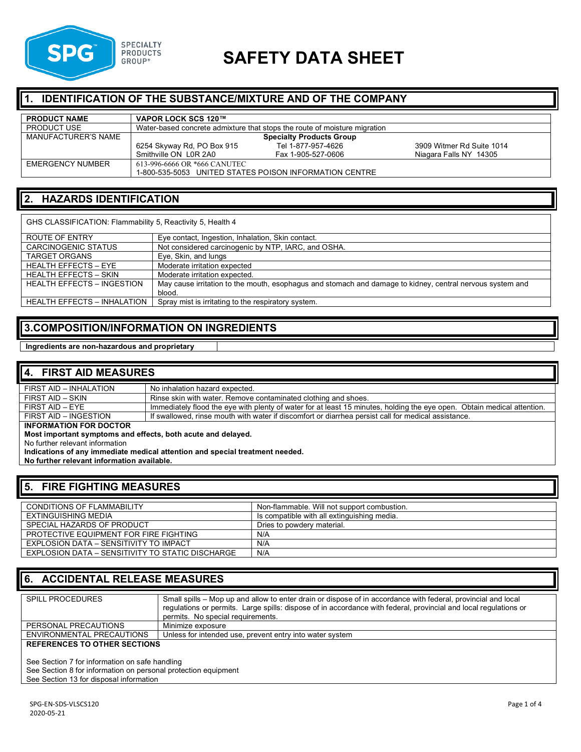SPG SPECIALTY PRODUCTS GROUP®

# SAFETY DATA SHEET

## 1. IDENTIFICATION OF THE SUBSTANCE/MIXTURE AND OF THE COMPANY

| **PRODUCT NAME** | **VAPOR LOCK SCS 120™** | | |
|---|---|---|---|
| PRODUCT USE | Water-based concrete admixture that stops the route of moisture migration | | |
| MANUFACTURER'S NAME | **Specialty Products Group** | | |
| | 6254 Skyway Rd, PO Box 915<br>Smithville ON L0R 2A0 | Tel 1-877-957-4626<br>Fax 1-905-527-0606 | 3909 Witmer Rd Suite 1014<br>Niagara Falls NY 14305 |
| EMERGENCY NUMBER | 613-996-6666 OR *666 CANUTEC<br>1-800-535-5053 UNITED STATES POISON INFORMATION CENTRE | | |

## 2. HAZARDS IDENTIFICATION

GHS CLASSIFICATION: Flammability 5, Reactivity 5, Health 4

| | |
|---|---|
| ROUTE OF ENTRY | Eye contact, Ingestion, Inhalation, Skin contact. |
| CARCINOGENIC STATUS | Not considered carcinogenic by NTP, IARC, and OSHA. |
| TARGET ORGANS | Eye, Skin, and lungs |
| HEALTH EFFECTS – EYE | Moderate irritation expected |
| HEALTH EFFECTS – SKIN | Moderate irritation expected. |
| HEALTH EFFECTS – INGESTION | May cause irritation to the mouth, esophagus and stomach and damage to kidney, central nervous system and blood. |
| HEALTH EFFECTS – INHALATION | Spray mist is irritating to the respiratory system. |

## 3.COMPOSITION/INFORMATION ON INGREDIENTS

**Ingredients are non-hazardous and proprietary**

## 4. FIRST AID MEASURES

| | |
|---|---|
| FIRST AID – INHALATION | No inhalation hazard expected. |
| FIRST AID – SKIN | Rinse skin with water. Remove contaminated clothing and shoes. |
| FIRST AID – EYE | Immediately flood the eye with plenty of water for at least 15 minutes, holding the eye open. Obtain medical attention. |
| FIRST AID – INGESTION | If swallowed, rinse mouth with water if discomfort or diarrhea persist call for medical assistance. |

**INFORMATION FOR DOCTOR**

**Most important symptoms and effects, both acute and delayed.**

No further relevant information

**Indications of any immediate medical attention and special treatment needed.**

**No further relevant information available.**

## 5. FIRE FIGHTING MEASURES

| | |
|---|---|
| CONDITIONS OF FLAMMABILITY | Non-flammable. Will not support combustion. |
| EXTINGUISHING MEDIA | Is compatible with all extinguishing media. |
| SPECIAL HAZARDS OF PRODUCT | Dries to powdery material. |
| PROTECTIVE EQUIPMENT FOR FIRE FIGHTING | N/A |
| EXPLOSION DATA – SENSITIVITY TO IMPACT | N/A |
| EXPLOSION DATA – SENSITIVITY TO STATIC DISCHARGE | N/A |

## 6. ACCIDENTAL RELEASE MEASURES

| | |
|---|---|
| SPILL PROCEDURES | Small spills – Mop up and allow to enter drain or dispose of in accordance with federal, provincial and local regulations or permits. Large spills: dispose of in accordance with federal, provincial and local regulations or permits. No special requirements. |
| PERSONAL PRECAUTIONS | Minimize exposure |
| ENVIRONMENTAL PRECAUTIONS | Unless for intended use, prevent entry into water system |

**REFERENCES TO OTHER SECTIONS**

See Section 7 for information on safe handling
See Section 8 for information on personal protection equipment
See Section 13 for disposal information

SPG-EN-SDS-VLSCS120
2020-05-21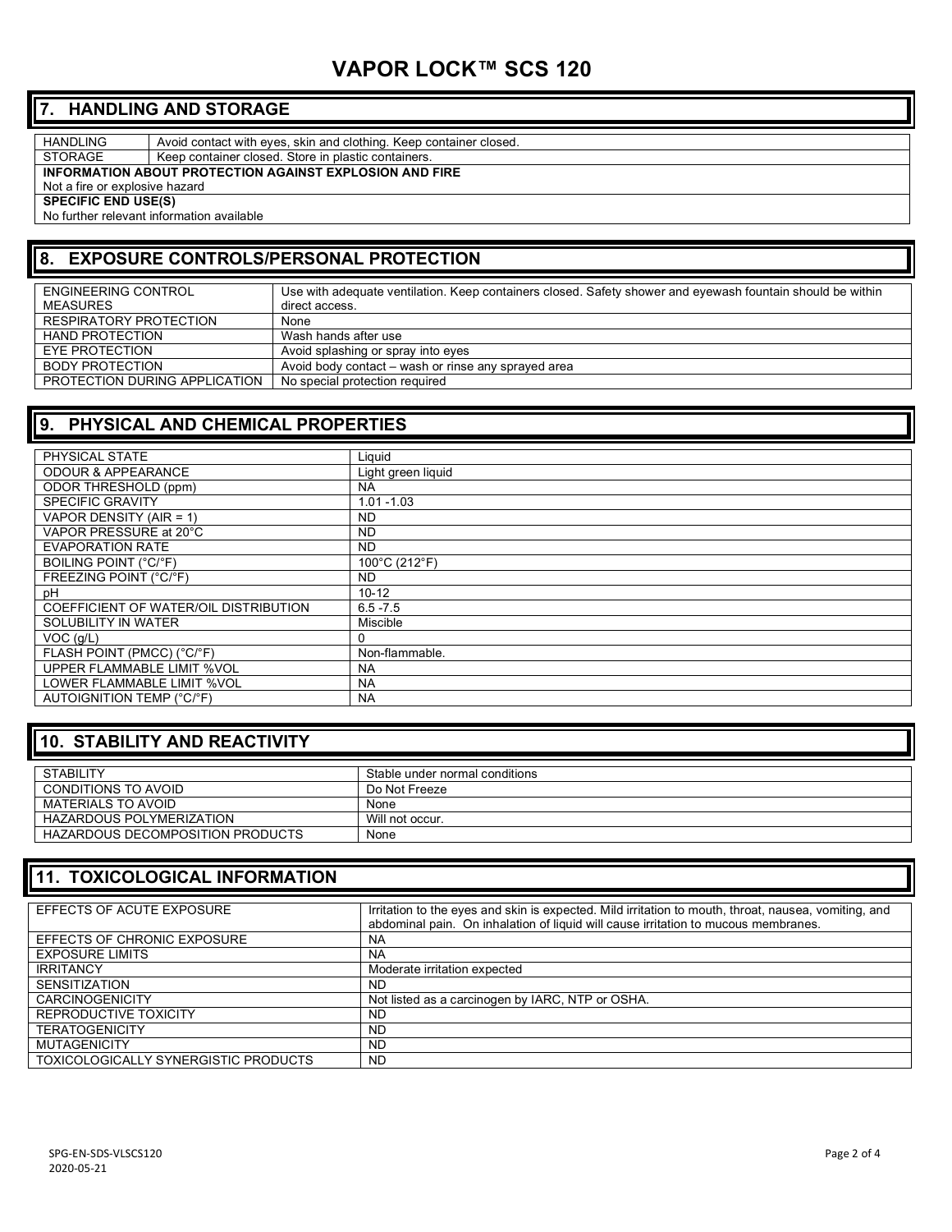# VAPOR LOCK™ SCS 120

## 7. HANDLING AND STORAGE

| | |
|---|---|
| HANDLING | Avoid contact with eyes, skin and clothing. Keep container closed. |
| STORAGE | Keep container closed. Store in plastic containers. |

**INFORMATION ABOUT PROTECTION AGAINST EXPLOSION AND FIRE**

Not a fire or explosive hazard

**SPECIFIC END USE(S)**

No further relevant information available

## 8. EXPOSURE CONTROLS/PERSONAL PROTECTION

| | |
|---|---|
| ENGINEERING CONTROL MEASURES | Use with adequate ventilation. Keep containers closed. Safety shower and eyewash fountain should be within direct access. |
| RESPIRATORY PROTECTION | None |
| HAND PROTECTION | Wash hands after use |
| EYE PROTECTION | Avoid splashing or spray into eyes |
| BODY PROTECTION | Avoid body contact – wash or rinse any sprayed area |
| PROTECTION DURING APPLICATION | No special protection required |

## 9. PHYSICAL AND CHEMICAL PROPERTIES

| | |
|---|---|
| PHYSICAL STATE | Liquid |
| ODOUR & APPEARANCE | Light green liquid |
| ODOR THRESHOLD (ppm) | NA |
| SPECIFIC GRAVITY | 1.01 -1.03 |
| VAPOR DENSITY (AIR = 1) | ND |
| VAPOR PRESSURE at 20°C | ND |
| EVAPORATION RATE | ND |
| BOILING POINT (°C/°F) | 100°C (212°F) |
| FREEZING POINT (°C/°F) | ND |
| pH | 10-12 |
| COEFFICIENT OF WATER/OIL DISTRIBUTION | 6.5 -7.5 |
| SOLUBILITY IN WATER | Miscible |
| VOC (g/L) | 0 |
| FLASH POINT (PMCC) (°C/°F) | Non-flammable. |
| UPPER FLAMMABLE LIMIT %VOL | NA |
| LOWER FLAMMABLE LIMIT %VOL | NA |
| AUTOIGNITION TEMP (°C/°F) | NA |

## 10. STABILITY AND REACTIVITY

| | |
|---|---|
| STABILITY | Stable under normal conditions |
| CONDITIONS TO AVOID | Do Not Freeze |
| MATERIALS TO AVOID | None |
| HAZARDOUS POLYMERIZATION | Will not occur. |
| HAZARDOUS DECOMPOSITION PRODUCTS | None |

## 11. TOXICOLOGICAL INFORMATION

| | |
|---|---|
| EFFECTS OF ACUTE EXPOSURE | Irritation to the eyes and skin is expected. Mild irritation to mouth, throat, nausea, vomiting, and abdominal pain. On inhalation of liquid will cause irritation to mucous membranes. |
| EFFECTS OF CHRONIC EXPOSURE | NA |
| EXPOSURE LIMITS | NA |
| IRRITANCY | Moderate irritation expected |
| SENSITIZATION | ND |
| CARCINOGENICITY | Not listed as a carcinogen by IARC, NTP or OSHA. |
| REPRODUCTIVE TOXICITY | ND |
| TERATOGENICITY | ND |
| MUTAGENICITY | ND |
| TOXICOLOGICALLY SYNERGISTIC PRODUCTS | ND |

SPG-EN-SDS-VLSCS120
2020-05-21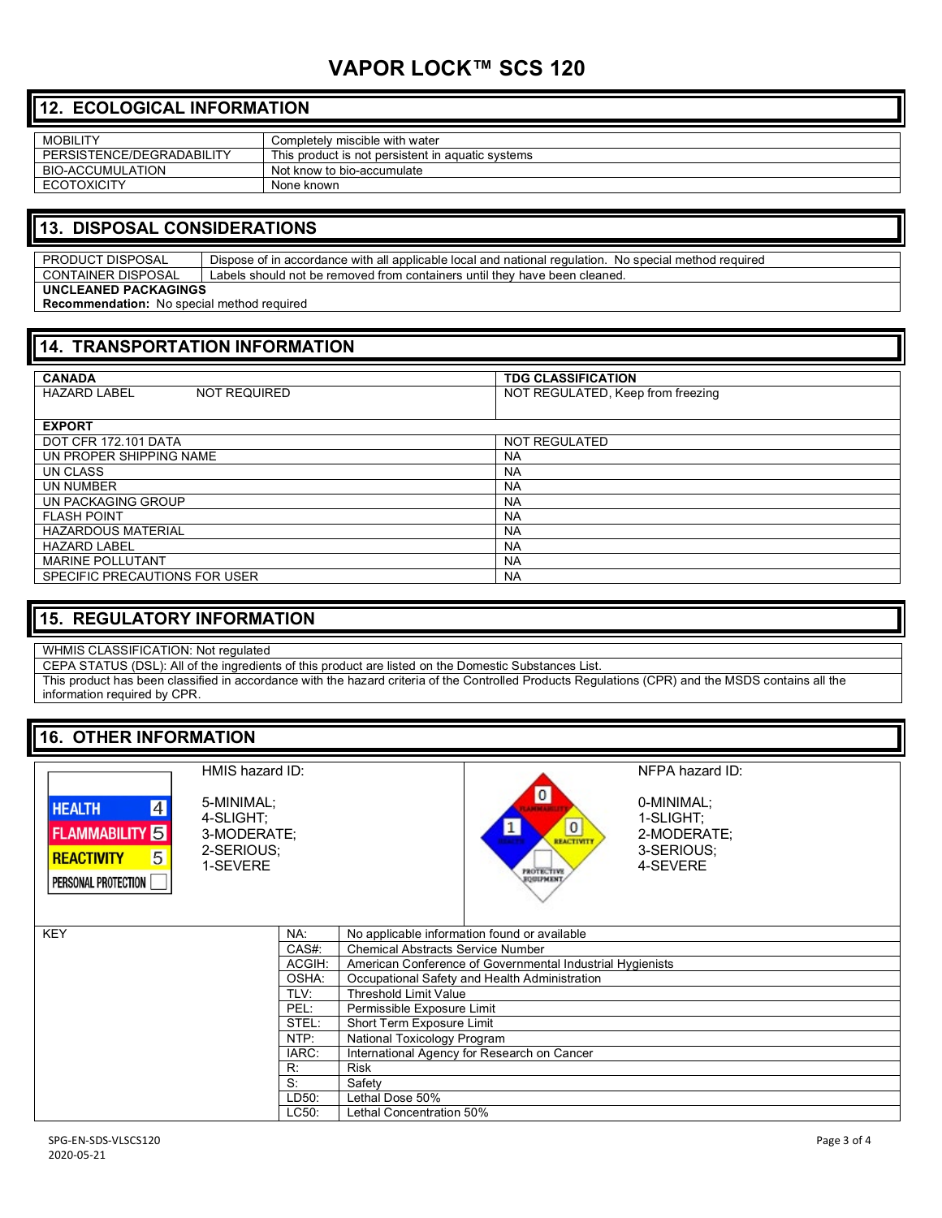# VAPOR LOCK™ SCS 120

## 12. ECOLOGICAL INFORMATION

| | |
|---|---|
| MOBILITY | Completely miscible with water |
| PERSISTENCE/DEGRADABILITY | This product is not persistent in aquatic systems |
| BIO-ACCUMULATION | Not know to bio-accumulate |
| ECOTOXICITY | None known |

## 13. DISPOSAL CONSIDERATIONS

| | |
|---|---|
| PRODUCT DISPOSAL | Dispose of in accordance with all applicable local and national regulation. No special method required |
| CONTAINER DISPOSAL | Labels should not be removed from containers until they have been cleaned. |

**UNCLEANED PACKAGINGS**

**Recommendation:** No special method required

## 14. TRANSPORTATION INFORMATION

| **CANADA** | | **TDG CLASSIFICATION** |
|---|---|---|
| HAZARD LABEL | NOT REQUIRED | NOT REGULATED, Keep from freezing |

| **EXPORT** | |
|---|---|
| DOT CFR 172.101 DATA | NOT REGULATED |
| UN PROPER SHIPPING NAME | NA |
| UN CLASS | NA |
| UN NUMBER | NA |
| UN PACKAGING GROUP | NA |
| FLASH POINT | NA |
| HAZARDOUS MATERIAL | NA |
| HAZARD LABEL | NA |
| MARINE POLLUTANT | NA |
| SPECIFIC PRECAUTIONS FOR USER | NA |

## 15. REGULATORY INFORMATION

WHMIS CLASSIFICATION: Not regulated

CEPA STATUS (DSL): All of the ingredients of this product are listed on the Domestic Substances List.

This product has been classified in accordance with the hazard criteria of the Controlled Products Regulations (CPR) and the MSDS contains all the information required by CPR.

## 16. OTHER INFORMATION

| HMIS | |
|---|---|
| HEALTH | 4 |
| FLAMMABILITY | 5 |
| REACTIVITY | 5 |
| PERSONAL PROTECTION | |

HMIS hazard ID:

5-MINIMAL;
4-SLIGHT;
3-MODERATE;
2-SERIOUS;
1-SEVERE

| NFPA | |
|---|---|
| FLAMMABILITY | 0 |
| HEALTH | 1 |
| REACTIVITY | 0 |
| PROTECTIVE EQUIPMENT | |

NFPA hazard ID:

0-MINIMAL;
1-SLIGHT;
2-MODERATE;
3-SERIOUS;
4-SEVERE

| KEY | | |
|---|---|---|
| | NA: | No applicable information found or available |
| | CAS#: | Chemical Abstracts Service Number |
| | ACGIH: | American Conference of Governmental Industrial Hygienists |
| | OSHA: | Occupational Safety and Health Administration |
| | TLV: | Threshold Limit Value |
| | PEL: | Permissible Exposure Limit |
| | STEL: | Short Term Exposure Limit |
| | NTP: | National Toxicology Program |
| | IARC: | International Agency for Research on Cancer |
| | R: | Risk |
| | S: | Safety |
| | LD50: | Lethal Dose 50% |
| | LC50: | Lethal Concentration 50% |

SPG-EN-SDS-VLSCS120
2020-05-21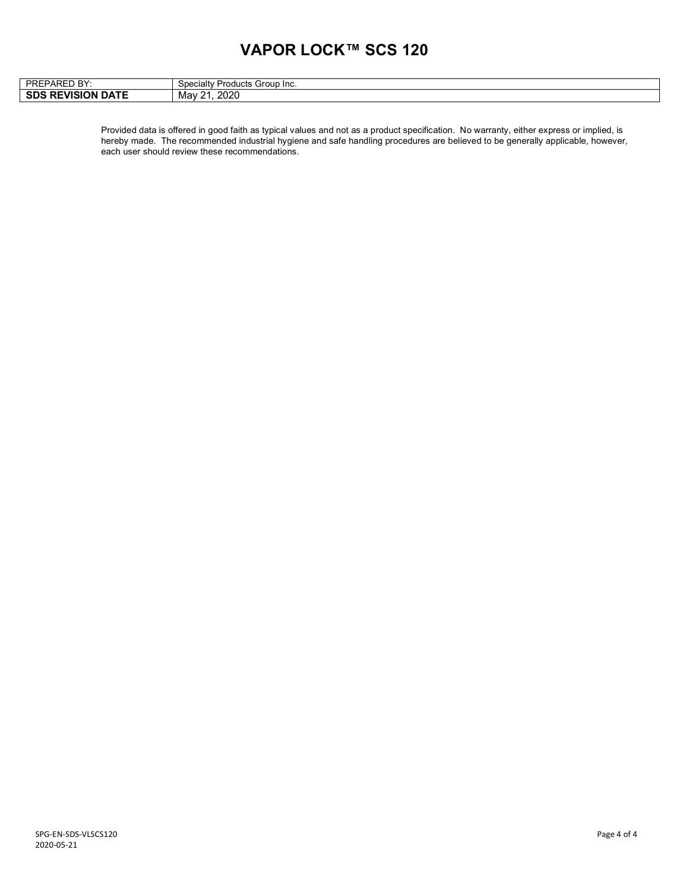| | |
|---|---|
| PREPARED BY: | Specialty Products Group Inc. |
| **SDS REVISION DATE** | May 21, 2020 |

Provided data is offered in good faith as typical values and not as a product specification. No warranty, either express or implied, is hereby made. The recommended industrial hygiene and safe handling procedures are believed to be generally applicable, however, each user should review these recommendations.